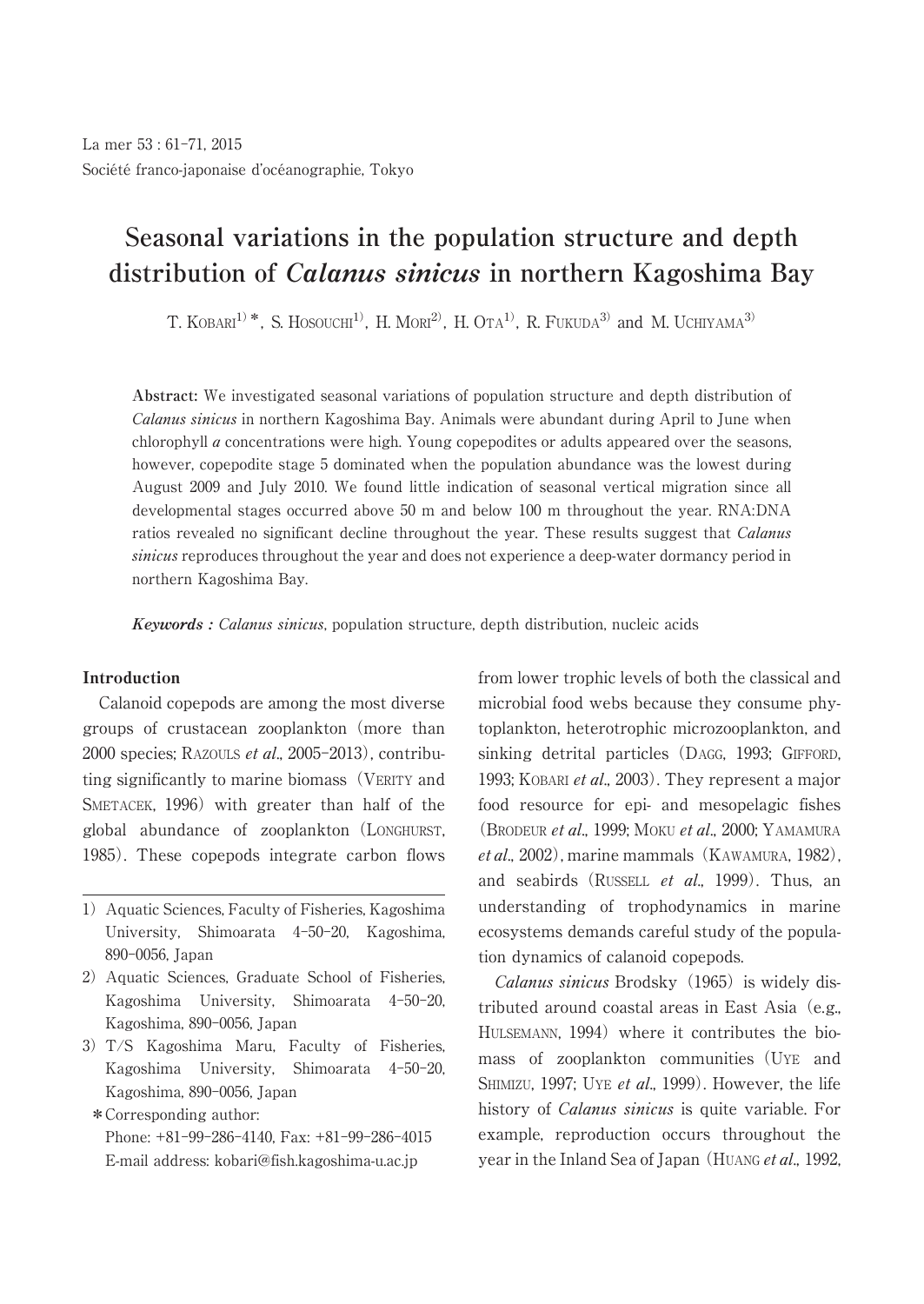La mer 53 : 61-71, 2015
Société franco-japonaise d'océanographie, Tokyo

# Seasonal variations in the population structure and depth distribution of *Calanus sinicus* in northern Kagoshima Bay

T. KOBARI[1)*], S. HOSOUCHI[1)], H. MORI[2)], H. OTA[1)], R. FUKUDA[3)] and M. UCHIYAMA[3)]

**Abstract:** We investigated seasonal variations of population structure and depth distribution of *Calanus sinicus* in northern Kagoshima Bay. Animals were abundant during April to June when chlorophyll *a* concentrations were high. Young copepodites or adults appeared over the seasons, however, copepodite stage 5 dominated when the population abundance was the lowest during August 2009 and July 2010. We found little indication of seasonal vertical migration since all developmental stages occurred above 50 m and below 100 m throughout the year. RNA:DNA ratios revealed no significant decline throughout the year. These results suggest that *Calanus sinicus* reproduces throughout the year and does not experience a deep-water dormancy period in northern Kagoshima Bay.

***Keywords :*** *Calanus sinicus*, population structure, depth distribution, nucleic acids

## Introduction

Calanoid copepods are among the most diverse groups of crustacean zooplankton (more than 2000 species; RAZOULS *et al.*, 2005-2013), contributing significantly to marine biomass (VERITY and SMETACEK, 1996) with greater than half of the global abundance of zooplankton (LONGHURST, 1985). These copepods integrate carbon flows from lower trophic levels of both the classical and microbial food webs because they consume phytoplankton, heterotrophic microzooplankton, and sinking detrital particles (DAGG, 1993; GIFFORD, 1993; KOBARI *et al.*, 2003). They represent a major food resource for epi- and mesopelagic fishes (BRODEUR *et al.*, 1999; MOKU *et al.*, 2000; YAMAMURA *et al.*, 2002), marine mammals (KAWAMURA, 1982), and seabirds (RUSSELL *et al.*, 1999). Thus, an understanding of trophodynamics in marine ecosystems demands careful study of the population dynamics of calanoid copepods.

*Calanus sinicus* Brodsky (1965) is widely distributed around coastal areas in East Asia (e.g., HULSEMANN, 1994) where it contributes the biomass of zooplankton communities (UYE and SHIMIZU, 1997; UYE *et al.*, 1999). However, the life history of *Calanus sinicus* is quite variable. For example, reproduction occurs throughout the year in the Inland Sea of Japan (HUANG *et al.*, 1992,

---

1) Aquatic Sciences, Faculty of Fisheries, Kagoshima University, Shimoarata 4-50-20, Kagoshima, 890-0056, Japan

2) Aquatic Sciences, Graduate School of Fisheries, Kagoshima University, Shimoarata 4-50-20, Kagoshima, 890-0056, Japan

3) T/S Kagoshima Maru, Faculty of Fisheries, Kagoshima University, Shimoarata 4-50-20, Kagoshima, 890-0056, Japan

*Corresponding author:
Phone: +81-99-286-4140, Fax: +81-99-286-4015
E-mail address: kobari@fish.kagoshima-u.ac.jp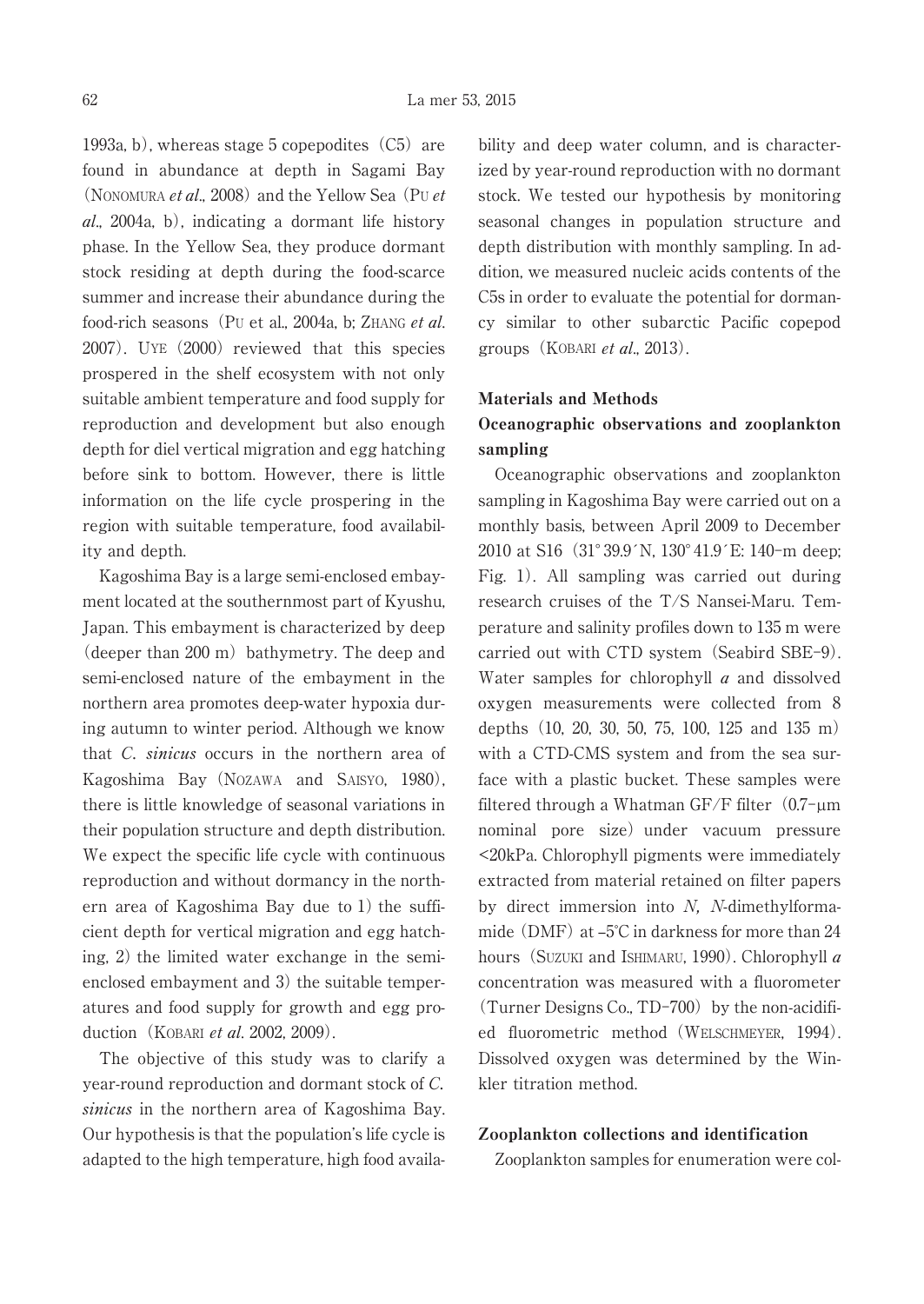1993a, b), whereas stage 5 copepodites (C5) are found in abundance at depth in Sagami Bay (NONOMURA *et al*., 2008) and the Yellow Sea (PU *et al*., 2004a, b), indicating a dormant life history phase. In the Yellow Sea, they produce dormant stock residing at depth during the food-scarce summer and increase their abundance during the food-rich seasons (PU et al., 2004a, b; ZHANG *et al*. 2007). UYE (2000) reviewed that this species prospered in the shelf ecosystem with not only suitable ambient temperature and food supply for reproduction and development but also enough depth for diel vertical migration and egg hatching before sink to bottom. However, there is little information on the life cycle prospering in the region with suitable temperature, food availability and depth.

Kagoshima Bay is a large semi-enclosed embayment located at the southernmost part of Kyushu, Japan. This embayment is characterized by deep (deeper than 200 m) bathymetry. The deep and semi-enclosed nature of the embayment in the northern area promotes deep-water hypoxia during autumn to winter period. Although we know that *C. sinicus* occurs in the northern area of Kagoshima Bay (NOZAWA and SAISYO, 1980), there is little knowledge of seasonal variations in their population structure and depth distribution. We expect the specific life cycle with continuous reproduction and without dormancy in the northern area of Kagoshima Bay due to 1) the sufficient depth for vertical migration and egg hatching, 2) the limited water exchange in the semi-enclosed embayment and 3) the suitable temperatures and food supply for growth and egg production (KOBARI *et al*. 2002, 2009).

The objective of this study was to clarify a year-round reproduction and dormant stock of *C. sinicus* in the northern area of Kagoshima Bay. Our hypothesis is that the population's life cycle is adapted to the high temperature, high food availability and deep water column, and is characterized by year-round reproduction with no dormant stock. We tested our hypothesis by monitoring seasonal changes in population structure and depth distribution with monthly sampling. In addition, we measured nucleic acids contents of the C5s in order to evaluate the potential for dormancy similar to other subarctic Pacific copepod groups (KOBARI *et al*., 2013).

## Materials and Methods

### Oceanographic observations and zooplankton sampling

Oceanographic observations and zooplankton sampling in Kagoshima Bay were carried out on a monthly basis, between April 2009 to December 2010 at S16 (31°39.9´N, 130°41.9´E: 140-m deep; Fig. 1). All sampling was carried out during research cruises of the T/S Nansei-Maru. Temperature and salinity profiles down to 135 m were carried out with CTD system (Seabird SBE-9). Water samples for chlorophyll *a* and dissolved oxygen measurements were collected from 8 depths (10, 20, 30, 50, 75, 100, 125 and 135 m) with a CTD-CMS system and from the sea surface with a plastic bucket. These samples were filtered through a Whatman GF/F filter (0.7-μm nominal pore size) under vacuum pressure <20kPa. Chlorophyll pigments were immediately extracted from material retained on filter papers by direct immersion into *N, N*-dimethylformamide (DMF) at –5℃ in darkness for more than 24 hours (SUZUKI and ISHIMARU, 1990). Chlorophyll *a* concentration was measured with a fluorometer (Turner Designs Co., TD-700) by the non-acidified fluorometric method (WELSCHMEYER, 1994). Dissolved oxygen was determined by the Winkler titration method.

### Zooplankton collections and identification

Zooplankton samples for enumeration were col-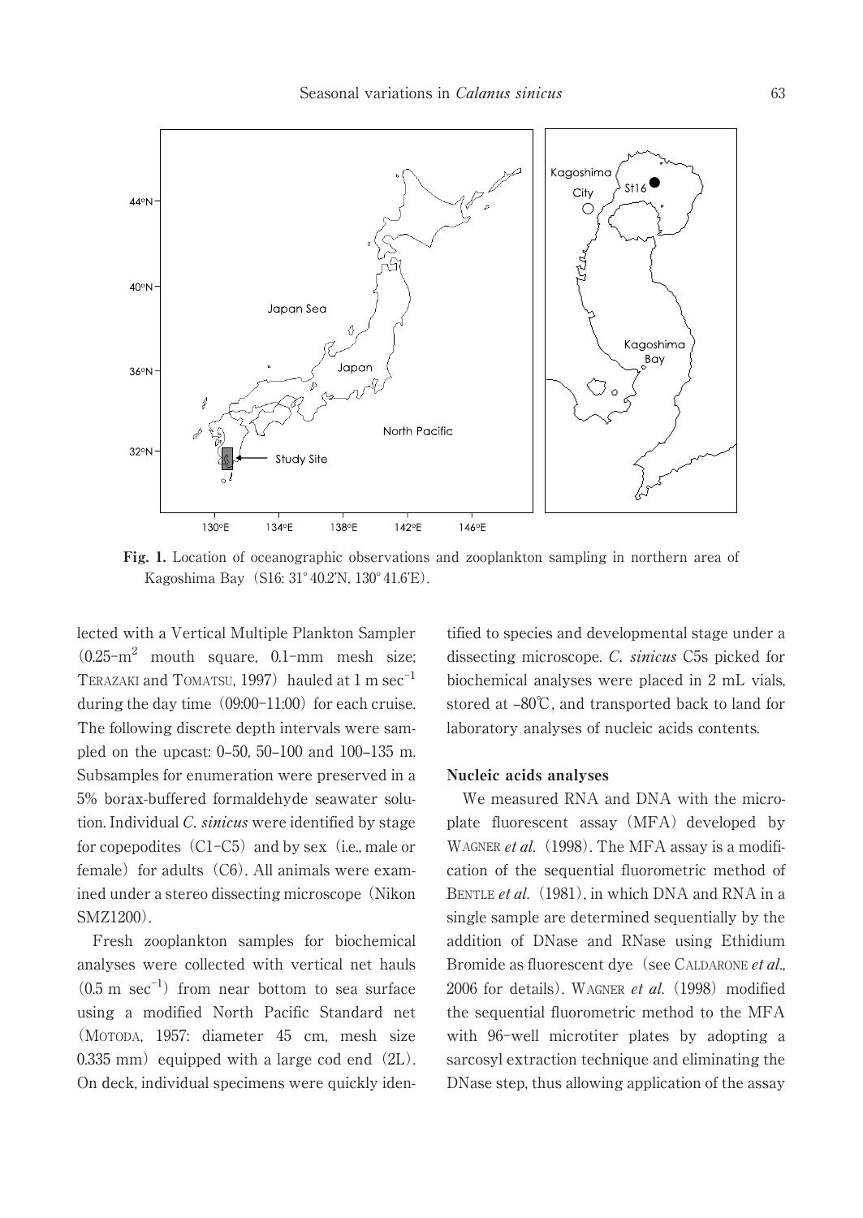Kagoshima

City

St16

44°N

40°N

Japan Sea

Japan

Kagoshima

Bay

36°N

North Pacific

32°N

Study Site

130°E

134°E

138°E

142°E

146°E

**Fig. 1.** Location of oceanographic observations and zooplankton sampling in northern area of Kagoshima Bay (S16: 31° 40.2′N, 130° 41.6′E).

lected with a Vertical Multiple Plankton Sampler ($0.25\text{-m}^2$ mouth square, 0.1-mm mesh size; TERAZAKI and TOMATSU, 1997) hauled at $1\ \text{m sec}^{-1}$ during the day time (09:00–11:00) for each cruise. The following discrete depth intervals were sampled on the upcast: 0–50, 50–100 and 100–135 m. Subsamples for enumeration were preserved in a 5% borax-buffered formaldehyde seawater solution. Individual *C. sinicus* were identified by stage for copepodites (C1–C5) and by sex (i.e., male or female) for adults (C6). All animals were examined under a stereo dissecting microscope (Nikon SMZ1200).

Fresh zooplankton samples for biochemical analyses were collected with vertical net hauls ($0.5\ \text{m sec}^{-1}$) from near bottom to sea surface using a modified North Pacific Standard net (MOTODA, 1957: diameter 45 cm, mesh size 0.335 mm) equipped with a large cod end (2L). On deck, individual specimens were quickly identified to species and developmental stage under a dissecting microscope. *C. sinicus* C5s picked for biochemical analyses were placed in 2 mL vials, stored at −80℃, and transported back to land for laboratory analyses of nucleic acids contents.

## Nucleic acids analyses

We measured RNA and DNA with the microplate fluorescent assay (MFA) developed by WAGNER *et al.* (1998). The MFA assay is a modification of the sequential fluorometric method of BENTLE *et al.* (1981), in which DNA and RNA in a single sample are determined sequentially by the addition of DNase and RNase using Ethidium Bromide as fluorescent dye (see CALDARONE *et al.*, 2006 for details). WAGNER *et al.* (1998) modified the sequential fluorometric method to the MFA with 96-well microtiter plates by adopting a sarcosyl extraction technique and eliminating the DNase step, thus allowing application of the assay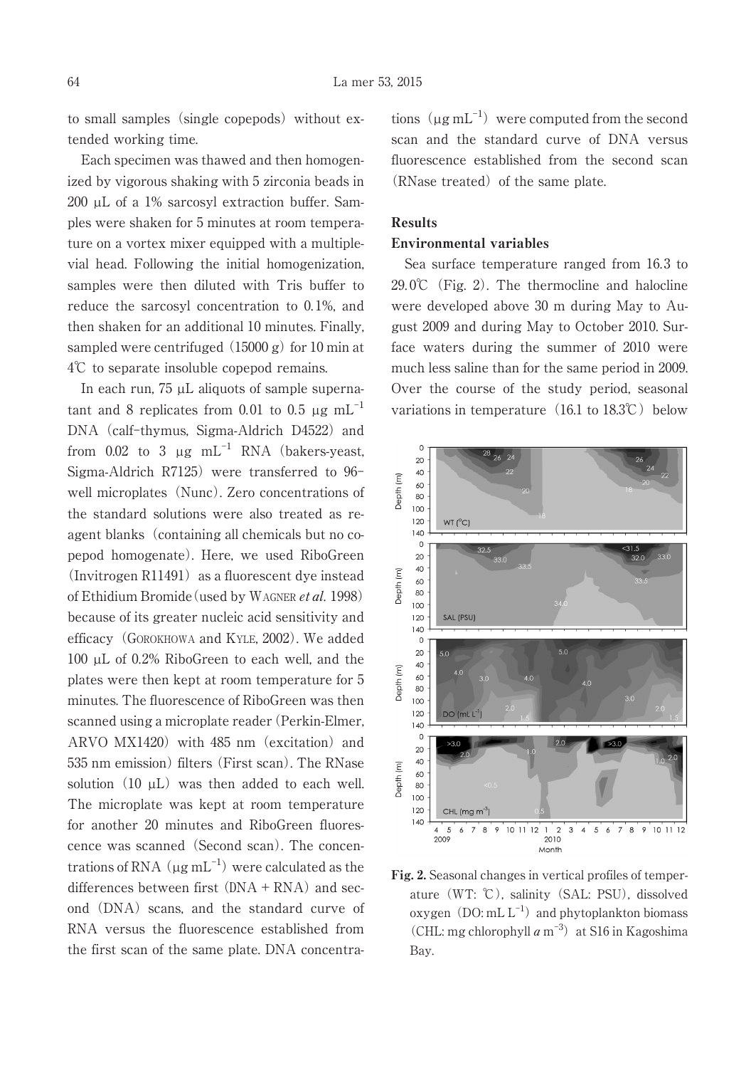to small samples (single copepods) without extended working time.

Each specimen was thawed and then homogenized by vigorous shaking with 5 zirconia beads in 200 μL of a 1% sarcosyl extraction buffer. Samples were shaken for 5 minutes at room temperature on a vortex mixer equipped with a multiple-vial head. Following the initial homogenization, samples were then diluted with Tris buffer to reduce the sarcosyl concentration to 0.1%, and then shaken for an additional 10 minutes. Finally, sampled were centrifuged (15000 g) for 10 min at 4℃ to separate insoluble copepod remains.

In each run, 75 μL aliquots of sample supernatant and 8 replicates from 0.01 to 0.5 μg $mL^{-1}$ DNA (calf-thymus, Sigma-Aldrich D4522) and from 0.02 to 3 μg $mL^{-1}$ RNA (bakers-yeast, Sigma-Aldrich R7125) were transferred to 96-well microplates (Nunc). Zero concentrations of the standard solutions were also treated as reagent blanks (containing all chemicals but no copepod homogenate). Here, we used RiboGreen (Invitrogen R11491) as a fluorescent dye instead of Ethidium Bromide (used by Wagner *et al.* 1998) because of its greater nucleic acid sensitivity and efficacy (Gorokhowa and Kyle, 2002). We added 100 μL of 0.2% RiboGreen to each well, and the plates were then kept at room temperature for 5 minutes. The fluorescence of RiboGreen was then scanned using a microplate reader (Perkin-Elmer, ARVO MX1420) with 485 nm (excitation) and 535 nm emission) filters (First scan). The RNase solution (10 μL) was then added to each well. The microplate was kept at room temperature for another 20 minutes and RiboGreen fluorescence was scanned (Second scan). The concentrations of RNA (μg $mL^{-1}$) were calculated as the differences between first (DNA + RNA) and second (DNA) scans, and the standard curve of RNA versus the fluorescence established from the first scan of the same plate. DNA concentrations (μg $mL^{-1}$) were computed from the second scan and the standard curve of DNA versus fluorescence established from the second scan (RNase treated) of the same plate.

## Results

### Environmental variables

Sea surface temperature ranged from 16.3 to 29.0℃ (Fig. 2). The thermocline and halocline were developed above 30 m during May to August 2009 and during May to October 2010. Surface waters during the summer of 2010 were much less saline than for the same period in 2009. Over the course of the study period, seasonal variations in temperature (16.1 to 18.3℃) below

Depth (m)
WT (°C)
28 26 24 22 20 18 26 24 22 20 18
SAL (PSU)
32.5 33.0 33.5 34.0 <31.5 32.0 33.0 33.5
DO (mL L$^{-1}$)
5.0 4.0 3.0 4.0 2.0 1.5 5.0 4.0 3.0 2.0 1.5
CHL (mg m$^{-3}$)
>3.0 2.0 <0.5 1.0 0.5 2.0 >3.0 1.0 2.0
4 5 6 7 8 9 10 11 12 1 2 3 4 5 6 7 8 9 10 11 12
2009 2010
Month

**Fig. 2.** Seasonal changes in vertical profiles of temperature (WT: ℃), salinity (SAL: PSU), dissolved oxygen (DO: mL $L^{-1}$) and phytoplankton biomass (CHL: mg chlorophyll *a* $m^{-3}$) at S16 in Kagoshima Bay.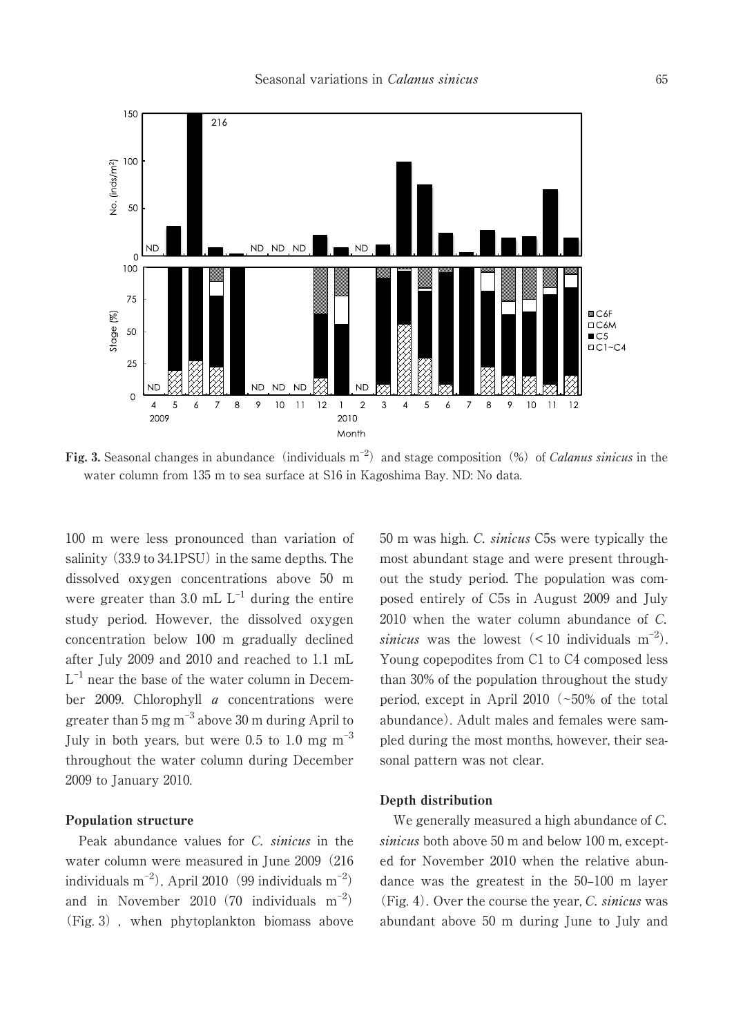150

216

100

No. (inds/m²)

50

ND

ND ND ND

ND

0

100

75

Stage (%)

50

25

ND

ND ND ND

ND

0

4 5 6 7 8 9 10 11 12 1 2 3 4 5 6 7 8 9 10 11 12

2009

2010

Month

C6F

C6M

C5

C1~C4

**Fig. 3.** Seasonal changes in abundance (individuals $m^{-2}$) and stage composition (%) of *Calanus sinicus* in the water column from 135 m to sea surface at S16 in Kagoshima Bay. ND: No data.

100 m were less pronounced than variation of salinity (33.9 to 34.1PSU) in the same depths. The dissolved oxygen concentrations above 50 m were greater than 3.0 mL $L^{-1}$ during the entire study period. However, the dissolved oxygen concentration below 100 m gradually declined after July 2009 and 2010 and reached to 1.1 mL $L^{-1}$ near the base of the water column in December 2009. Chlorophyll *a* concentrations were greater than 5 mg $m^{-3}$ above 30 m during April to July in both years, but were 0.5 to 1.0 mg $m^{-3}$ throughout the water column during December 2009 to January 2010.

### Population structure

Peak abundance values for *C. sinicus* in the water column were measured in June 2009 (216 individuals $m^{-2}$), April 2010 (99 individuals $m^{-2}$) and in November 2010 (70 individuals $m^{-2}$) (Fig. 3), when phytoplankton biomass above 50 m was high. *C. sinicus* C5s were typically the most abundant stage and were present throughout the study period. The population was composed entirely of C5s in August 2009 and July 2010 when the water column abundance of *C. sinicus* was the lowest (< 10 individuals $m^{-2}$). Young copepodites from C1 to C4 composed less than 30% of the population throughout the study period, except in April 2010 (~50% of the total abundance). Adult males and females were sampled during the most months, however, their seasonal pattern was not clear.

### Depth distribution

We generally measured a high abundance of *C. sinicus* both above 50 m and below 100 m, excepted for November 2010 when the relative abundance was the greatest in the 50–100 m layer (Fig. 4). Over the course the year, *C. sinicus* was abundant above 50 m during June to July and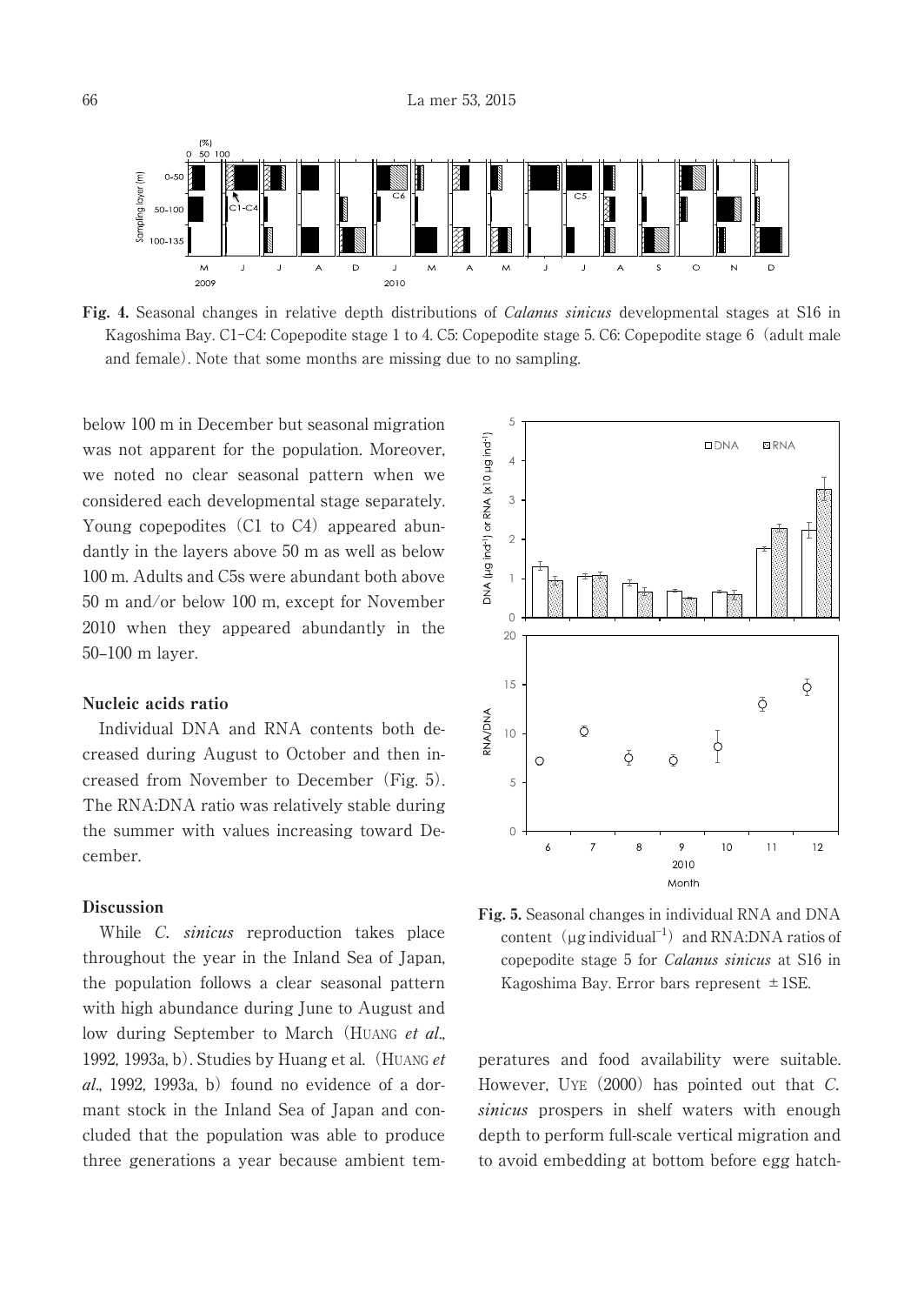(%)
0 50 100

Sampling layer (m)

0-50

50-100

100-135

C1-C4

C6

C5

M J J A D J M A M J J A S O N D

2009 2010

**Fig. 4.** Seasonal changes in relative depth distributions of *Calanus sinicus* developmental stages at S16 in Kagoshima Bay. C1–C4: Copepodite stage 1 to 4. C5: Copepodite stage 5. C6: Copepodite stage 6 (adult male and female). Note that some months are missing due to no sampling.

below 100 m in December but seasonal migration was not apparent for the population. Moreover, we noted no clear seasonal pattern when we considered each developmental stage separately. Young copepodites (C1 to C4) appeared abundantly in the layers above 50 m as well as below 100 m. Adults and C5s were abundant both above 50 m and/or below 100 m, except for November 2010 when they appeared abundantly in the 50–100 m layer.

### Nucleic acids ratio

Individual DNA and RNA contents both decreased during August to October and then increased from November to December (Fig. 5). The RNA:DNA ratio was relatively stable during the summer with values increasing toward December.

DNA (μg ind$^{-1}$) or RNA (x10 μg ind$^{-1}$)

DNA RNA

5
4
3
2
1
0

RNA/DNA

20
15
10
5
0

6 7 8 9 10 11 12

2010

Month

**Fig. 5.** Seasonal changes in individual RNA and DNA content (μg individual$^{-1}$) and RNA:DNA ratios of copepodite stage 5 for *Calanus sinicus* at S16 in Kagoshima Bay. Error bars represent $\pm$1SE.

## Discussion

While *C. sinicus* reproduction takes place throughout the year in the Inland Sea of Japan, the population follows a clear seasonal pattern with high abundance during June to August and low during September to March (Huang *et al.*, 1992, 1993a, b). Studies by Huang et al. (Huang *et al.*, 1992, 1993a, b) found no evidence of a dormant stock in the Inland Sea of Japan and concluded that the population was able to produce three generations a year because ambient temperatures and food availability were suitable. However, Uye (2000) has pointed out that *C. sinicus* prospers in shelf waters with enough depth to perform full-scale vertical migration and to avoid embedding at bottom before egg hatch-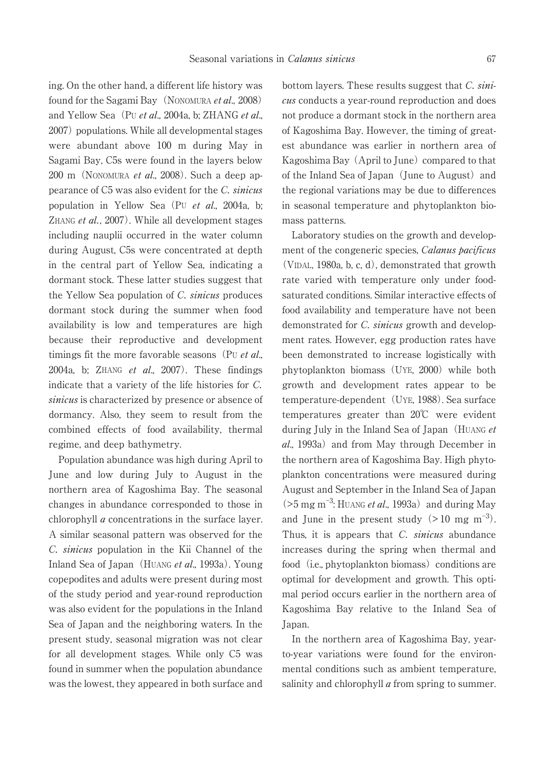ing. On the other hand, a different life history was found for the Sagami Bay (Nonomura *et al*., 2008) and Yellow Sea (Pu *et al*., 2004a, b; ZHANG *et al*., 2007) populations. While all developmental stages were abundant above 100 m during May in Sagami Bay, C5s were found in the layers below 200 m (Nonomura *et al*., 2008). Such a deep appearance of C5 was also evident for the *C. sinicus* population in Yellow Sea (Pu *et al*., 2004a, b; Zhang *et al.*, 2007). While all development stages including nauplii occurred in the water column during August, C5s were concentrated at depth in the central part of Yellow Sea, indicating a dormant stock. These latter studies suggest that the Yellow Sea population of *C. sinicus* produces dormant stock during the summer when food availability is low and temperatures are high because their reproductive and development timings fit the more favorable seasons (Pu *et al*., 2004a, b; Zhang *et al*., 2007). These findings indicate that a variety of the life histories for *C. sinicus* is characterized by presence or absence of dormancy. Also, they seem to result from the combined effects of food availability, thermal regime, and deep bathymetry.

Population abundance was high during April to June and low during July to August in the northern area of Kagoshima Bay. The seasonal changes in abundance corresponded to those in chlorophyll *a* concentrations in the surface layer. A similar seasonal pattern was observed for the *C. sinicus* population in the Kii Channel of the Inland Sea of Japan (Huang *et al*., 1993a). Young copepodites and adults were present during most of the study period and year-round reproduction was also evident for the populations in the Inland Sea of Japan and the neighboring waters. In the present study, seasonal migration was not clear for all development stages. While only C5 was found in summer when the population abundance was the lowest, they appeared in both surface and bottom layers. These results suggest that *C. sinicus* conducts a year-round reproduction and does not produce a dormant stock in the northern area of Kagoshima Bay. However, the timing of greatest abundance was earlier in northern area of Kagoshima Bay (April to June) compared to that of the Inland Sea of Japan (June to August) and the regional variations may be due to differences in seasonal temperature and phytoplankton biomass patterns.

Laboratory studies on the growth and development of the congeneric species, *Calanus pacificus* (Vidal, 1980a, b, c, d), demonstrated that growth rate varied with temperature only under food-saturated conditions. Similar interactive effects of food availability and temperature have not been demonstrated for *C. sinicus* growth and development rates. However, egg production rates have been demonstrated to increase logistically with phytoplankton biomass (Uye, 2000) while both growth and development rates appear to be temperature-dependent (Uye, 1988). Sea surface temperatures greater than 20℃ were evident during July in the Inland Sea of Japan (Huang *et al*., 1993a) and from May through December in the northern area of Kagoshima Bay. High phytoplankton concentrations were measured during August and September in the Inland Sea of Japan (>5 mg $m^{-3}$: Huang *et al*., 1993a) and during May and June in the present study (>10 mg $m^{-3}$). Thus, it is appears that *C. sinicus* abundance increases during the spring when thermal and food (i.e., phytoplankton biomass) conditions are optimal for development and growth. This optimal period occurs earlier in the northern area of Kagoshima Bay relative to the Inland Sea of Japan.

In the northern area of Kagoshima Bay, year-to-year variations were found for the environmental conditions such as ambient temperature, salinity and chlorophyll *a* from spring to summer.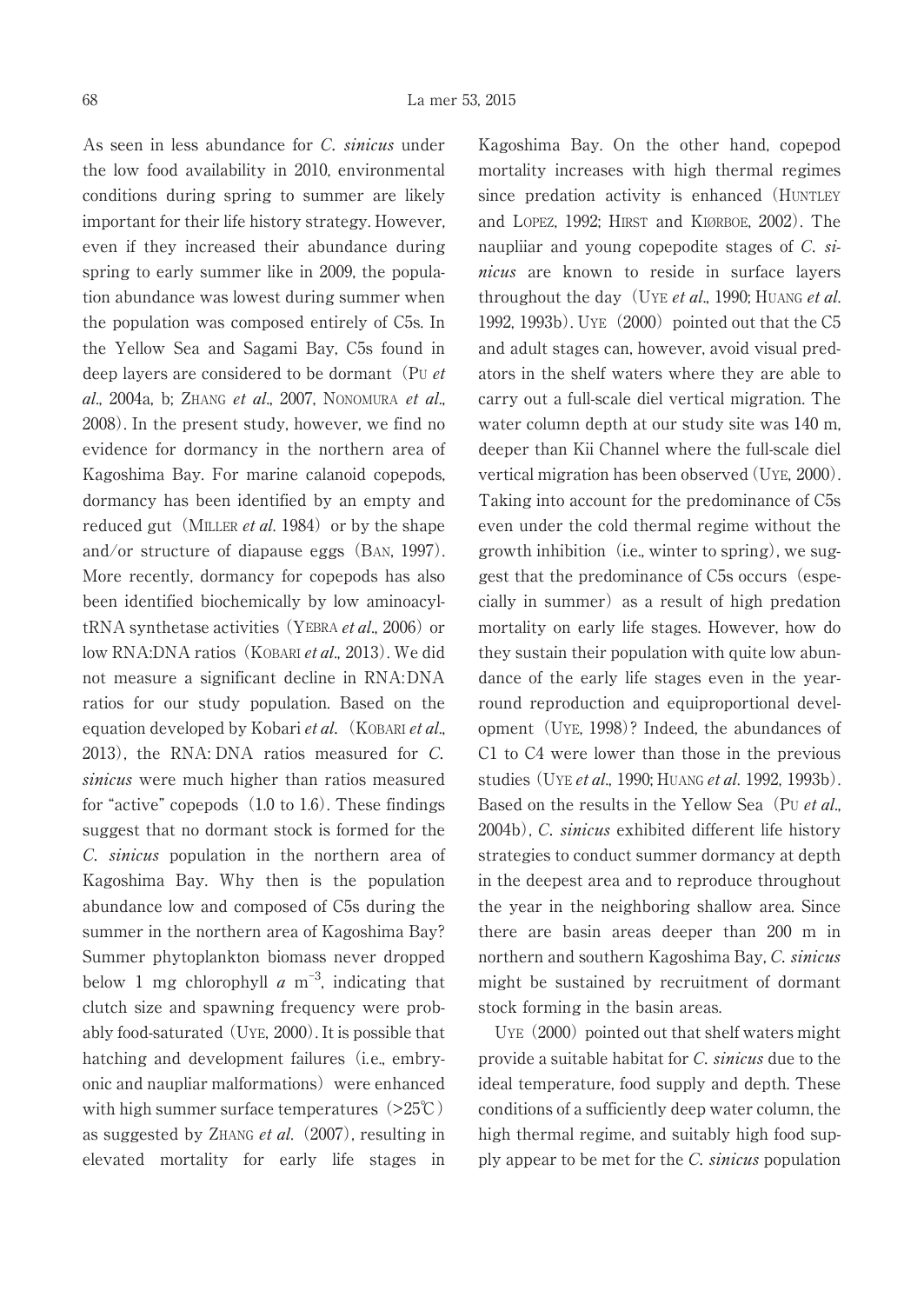As seen in less abundance for *C. sinicus* under the low food availability in 2010, environmental conditions during spring to summer are likely important for their life history strategy. However, even if they increased their abundance during spring to early summer like in 2009, the population abundance was lowest during summer when the population was composed entirely of C5s. In the Yellow Sea and Sagami Bay, C5s found in deep layers are considered to be dormant (Pu *et al*., 2004a, b; Zhang *et al*., 2007, Nonomura *et al*., 2008). In the present study, however, we find no evidence for dormancy in the northern area of Kagoshima Bay. For marine calanoid copepods, dormancy has been identified by an empty and reduced gut (Miller *et al*. 1984) or by the shape and/or structure of diapause eggs (Ban, 1997). More recently, dormancy for copepods has also been identified biochemically by low aminoacyl-tRNA synthetase activities (Yebra *et al*., 2006) or low RNA:DNA ratios (Kobari *et al*., 2013). We did not measure a significant decline in RNA:DNA ratios for our study population. Based on the equation developed by Kobari *et al*. (Kobari *et al*., 2013), the RNA: DNA ratios measured for *C. sinicus* were much higher than ratios measured for "active" copepods (1.0 to 1.6). These findings suggest that no dormant stock is formed for the *C. sinicus* population in the northern area of Kagoshima Bay. Why then is the population abundance low and composed of C5s during the summer in the northern area of Kagoshima Bay? Summer phytoplankton biomass never dropped below 1 mg chlorophyll *a* $m^{-3}$, indicating that clutch size and spawning frequency were probably food-saturated (Uye, 2000). It is possible that hatching and development failures (i.e., embryonic and naupliar malformations) were enhanced with high summer surface temperatures (>25℃) as suggested by Zhang *et al*. (2007), resulting in elevated mortality for early life stages in Kagoshima Bay. On the other hand, copepod mortality increases with high thermal regimes since predation activity is enhanced (Huntley and Lopez, 1992; Hirst and Kiørboe, 2002). The naupliiar and young copepodite stages of *C. sinicus* are known to reside in surface layers throughout the day (Uye *et al*., 1990; Huang *et al*. 1992, 1993b). Uye (2000) pointed out that the C5 and adult stages can, however, avoid visual predators in the shelf waters where they are able to carry out a full-scale diel vertical migration. The water column depth at our study site was 140 m, deeper than Kii Channel where the full-scale diel vertical migration has been observed (Uye, 2000). Taking into account for the predominance of C5s even under the cold thermal regime without the growth inhibition (i.e., winter to spring), we suggest that the predominance of C5s occurs (especially in summer) as a result of high predation mortality on early life stages. However, how do they sustain their population with quite low abundance of the early life stages even in the year-round reproduction and equiproportional development (Uye, 1998)? Indeed, the abundances of C1 to C4 were lower than those in the previous studies (Uye *et al*., 1990; Huang *et al*. 1992, 1993b). Based on the results in the Yellow Sea (Pu *et al*., 2004b), *C. sinicus* exhibited different life history strategies to conduct summer dormancy at depth in the deepest area and to reproduce throughout the year in the neighboring shallow area. Since there are basin areas deeper than 200 m in northern and southern Kagoshima Bay, *C. sinicus* might be sustained by recruitment of dormant stock forming in the basin areas.

Uye (2000) pointed out that shelf waters might provide a suitable habitat for *C. sinicus* due to the ideal temperature, food supply and depth. These conditions of a sufficiently deep water column, the high thermal regime, and suitably high food supply appear to be met for the *C. sinicus* population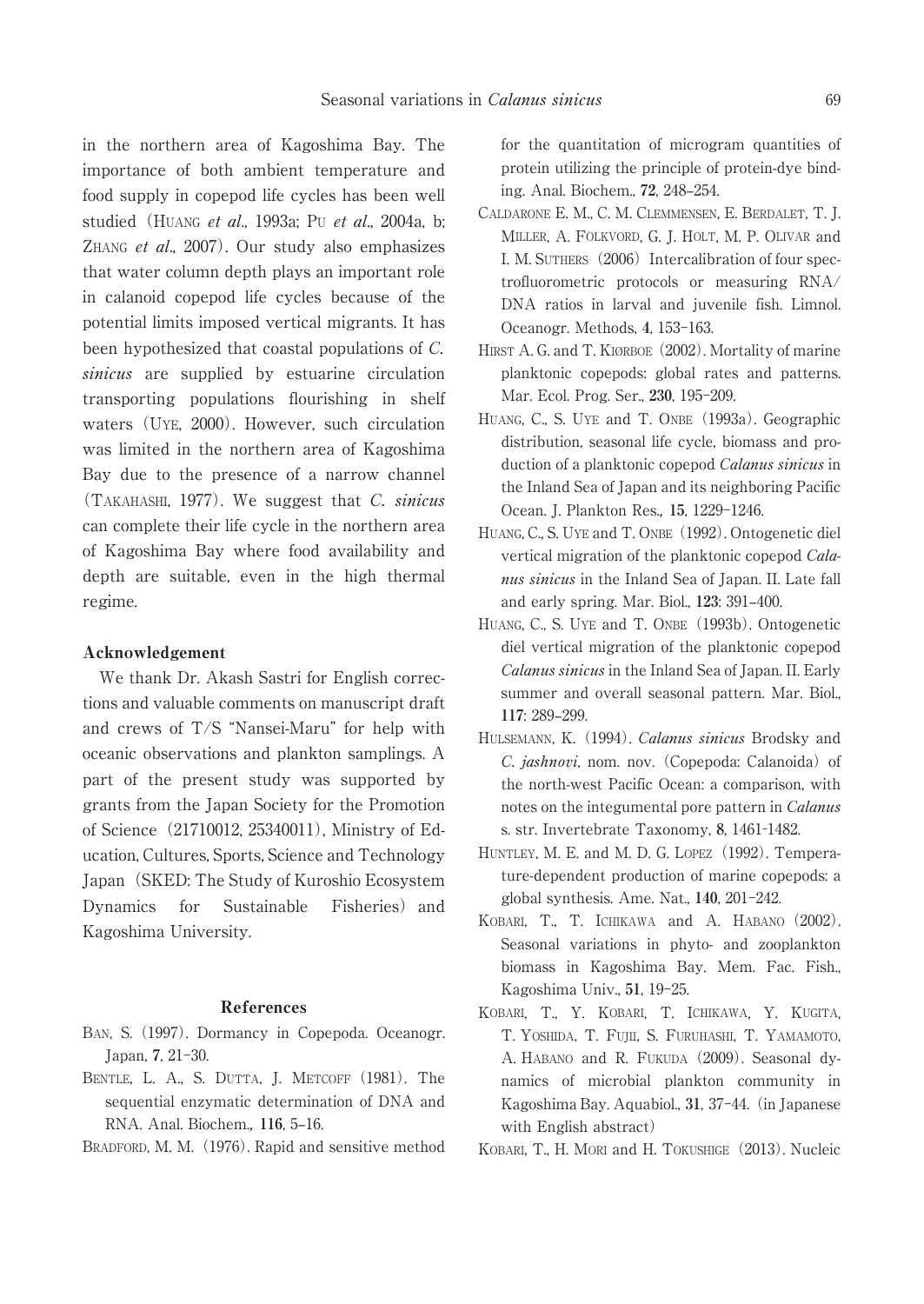in the northern area of Kagoshima Bay. The importance of both ambient temperature and food supply in copepod life cycles has been well studied (Huang *et al*., 1993a; Pu *et al*., 2004a, b; Zhang *et al*., 2007). Our study also emphasizes that water column depth plays an important role in calanoid copepod life cycles because of the potential limits imposed vertical migrants. It has been hypothesized that coastal populations of *C. sinicus* are supplied by estuarine circulation transporting populations flourishing in shelf waters (Uye, 2000). However, such circulation was limited in the northern area of Kagoshima Bay due to the presence of a narrow channel (Takahashi, 1977). We suggest that *C. sinicus* can complete their life cycle in the northern area of Kagoshima Bay where food availability and depth are suitable, even in the high thermal regime.

## Acknowledgement

We thank Dr. Akash Sastri for English corrections and valuable comments on manuscript draft and crews of T/S "Nansei-Maru" for help with oceanic observations and plankton samplings. A part of the present study was supported by grants from the Japan Society for the Promotion of Science (21710012, 25340011), Ministry of Education, Cultures, Sports, Science and Technology Japan (SKED: The Study of Kuroshio Ecosystem Dynamics for Sustainable Fisheries) and Kagoshima University.

## References

Ban, S. (1997). Dormancy in Copepoda. Oceanogr. Japan, **7**, 21-30.

Bentle, L. A., S. Dutta, J. Metcoff (1981). The sequential enzymatic determination of DNA and RNA. Anal. Biochem., **116**, 5–16.

Bradford, M. M. (1976). Rapid and sensitive method for the quantitation of microgram quantities of protein utilizing the principle of protein-dye binding. Anal. Biochem., **72**, 248–254.

Caldarone E. M., C. M. Clemmensen, E. Berdalet, T. J. Miller, A. Folkvord, G. J. Holt, M. P. Olivar and I. M. Suthers (2006) Intercalibration of four spectrofluorometric protocols or measuring RNA/DNA ratios in larval and juvenile fish. Limnol. Oceanogr. Methods, **4**, 153-163.

Hirst A. G. and T. Kiørboe (2002). Mortality of marine planktonic copepods: global rates and patterns. Mar. Ecol. Prog. Ser., **230**, 195-209.

Huang, C., S. Uye and T. Onbe (1993a). Geographic distribution, seasonal life cycle, biomass and production of a planktonic copepod *Calanus sinicus* in the Inland Sea of Japan and its neighboring Pacific Ocean. J. Plankton Res., **15**, 1229-1246.

Huang, C., S. Uye and T. Onbe (1992). Ontogenetic diel vertical migration of the planktonic copepod *Calanus sinicus* in the Inland Sea of Japan. II. Late fall and early spring. Mar. Biol., **123**: 391–400.

Huang, C., S. Uye and T. Onbe (1993b). Ontogenetic diel vertical migration of the planktonic copepod *Calanus sinicus* in the Inland Sea of Japan. II. Early summer and overall seasonal pattern. Mar. Biol., **117**: 289–299.

Hulsemann, K. (1994). *Calanus sinicus* Brodsky and *C. jashnovi*, nom. nov. (Copepoda: Calanoida) of the north-west Pacific Ocean: a comparison, with notes on the integumental pore pattern in *Calanus* s. str. Invertebrate Taxonomy, **8**, 1461-1482.

Huntley, M. E. and M. D. G. Lopez (1992). Temperature-dependent production of marine copepods: a global synthesis. Ame. Nat., **140**, 201-242.

Kobari, T., T. Ichikawa and A. Habano (2002). Seasonal variations in phyto- and zooplankton biomass in Kagoshima Bay. Mem. Fac. Fish., Kagoshima Univ., **51**, 19-25.

Kobari, T., Y. Kobari, T. Ichikawa, Y. Kugita, T. Yoshida, T. Fujii, S. Furuhashi, T. Yamamoto, A. Habano and R. Fukuda (2009). Seasonal dynamics of microbial plankton community in Kagoshima Bay. Aquabiol., **31**, 37-44. (in Japanese with English abstract)

Kobari, T., H. Mori and H. Tokushige (2013). Nucleic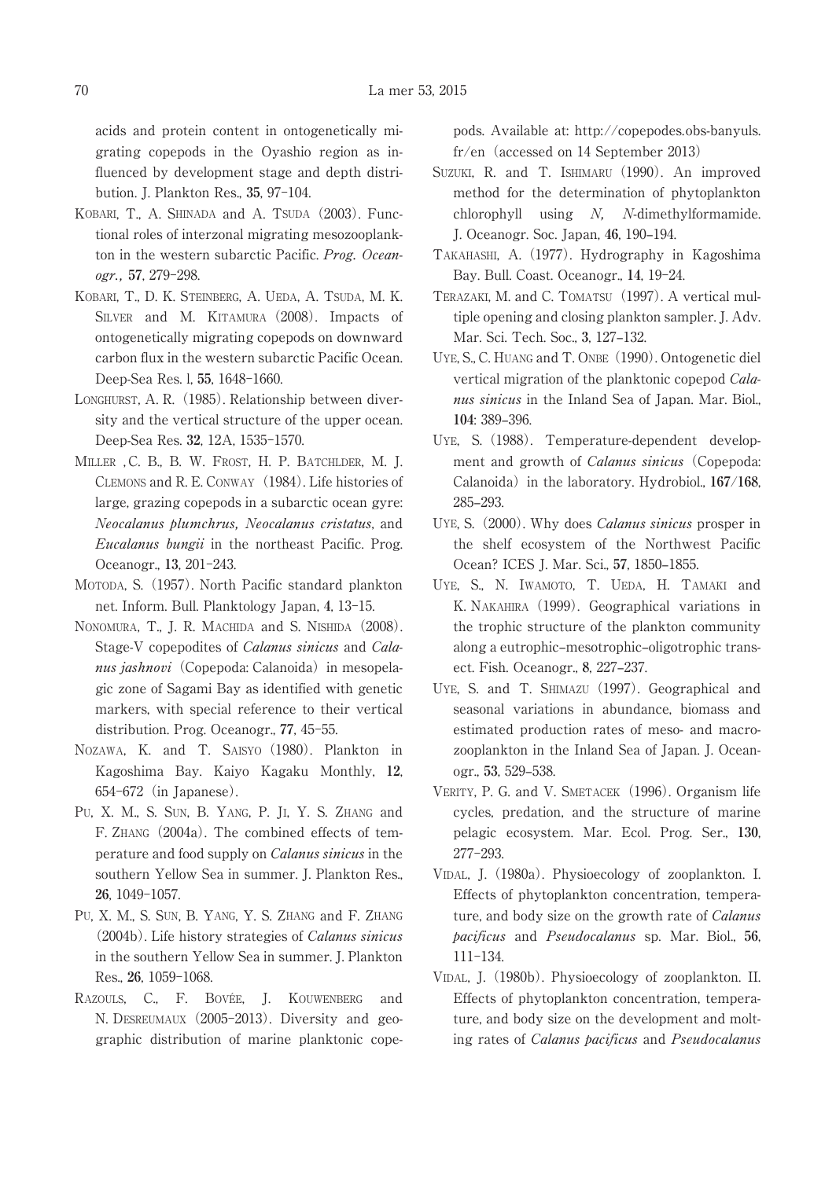acids and protein content in ontogenetically migrating copepods in the Oyashio region as influenced by development stage and depth distribution. J. Plankton Res., **35**, 97–104.

Kobari, T., A. Shinada and A. Tsuda (2003). Functional roles of interzonal migrating mesozooplankton in the western subarctic Pacific. *Prog. Oceanogr.,* **57**, 279–298.

Kobari, T., D. K. Steinberg, A. Ueda, A. Tsuda, M. K. Silver and M. Kitamura (2008). Impacts of ontogenetically migrating copepods on downward carbon flux in the western subarctic Pacific Ocean. Deep-Sea Res. l, **55**, 1648–1660.

Longhurst, A. R. (1985). Relationship between diversity and the vertical structure of the upper ocean. Deep-Sea Res. **32**, 12A, 1535–1570.

Miller ,C. B., B. W. Frost, H. P. Batchlder, M. J. Clemons and R. E. Conway (1984). Life histories of large, grazing copepods in a subarctic ocean gyre: *Neocalanus plumchrus, Neocalanus cristatus*, and *Eucalanus bungii* in the northeast Pacific. Prog. Oceanogr., **13**, 201–243.

Motoda, S. (1957). North Pacific standard plankton net. Inform. Bull. Planktology Japan, **4**, 13–15.

Nonomura, T., J. R. Machida and S. Nishida (2008). Stage-V copepodites of *Calanus sinicus* and *Calanus jashnovi* (Copepoda: Calanoida) in mesopelagic zone of Sagami Bay as identified with genetic markers, with special reference to their vertical distribution. Prog. Oceanogr., **77**, 45–55.

Nozawa, K. and T. Saisyo (1980). Plankton in Kagoshima Bay. Kaiyo Kagaku Monthly, **12**, 654–672 (in Japanese).

Pu, X. M., S. Sun, B. Yang, P. Ji, Y. S. Zhang and F. Zhang (2004a). The combined effects of temperature and food supply on *Calanus sinicus* in the southern Yellow Sea in summer. J. Plankton Res., **26**, 1049–1057.

Pu, X. M., S. Sun, B. Yang, Y. S. Zhang and F. Zhang (2004b). Life history strategies of *Calanus sinicus* in the southern Yellow Sea in summer. J. Plankton Res., **26**, 1059–1068.

Razouls, C., F. Bovée, J. Kouwenberg and N. Desreumaux (2005–2013). Diversity and geographic distribution of marine planktonic copepods. Available at: http://copepodes.obs-banyuls.fr/en (accessed on 14 September 2013)

Suzuki, R. and T. Ishimaru (1990). An improved method for the determination of phytoplankton chlorophyll using *N, N*-dimethylformamide. J. Oceanogr. Soc. Japan, **46**, 190–194.

Takahashi, A. (1977). Hydrography in Kagoshima Bay. Bull. Coast. Oceanogr., **14**, 19–24.

Terazaki, M. and C. Tomatsu (1997). A vertical multiple opening and closing plankton sampler. J. Adv. Mar. Sci. Tech. Soc., **3**, 127–132.

Uye, S., C. Huang and T. Onbe (1990). Ontogenetic diel vertical migration of the planktonic copepod *Calanus sinicus* in the Inland Sea of Japan. Mar. Biol., **104**: 389–396.

Uye, S. (1988). Temperature-dependent development and growth of *Calanus sinicus* (Copepoda: Calanoida) in the laboratory. Hydrobiol., **167/168**, 285–293.

Uye, S. (2000). Why does *Calanus sinicus* prosper in the shelf ecosystem of the Northwest Pacific Ocean? ICES J. Mar. Sci., **57**, 1850–1855.

Uye, S., N. Iwamoto, T. Ueda, H. Tamaki and K. Nakahira (1999). Geographical variations in the trophic structure of the plankton community along a eutrophic–mesotrophic–oligotrophic transect. Fish. Oceanogr., **8**, 227–237.

Uye, S. and T. Shimazu (1997). Geographical and seasonal variations in abundance, biomass and estimated production rates of meso- and macrozooplankton in the Inland Sea of Japan. J. Oceanogr., **53**, 529–538.

Verity, P. G. and V. Smetacek (1996). Organism life cycles, predation, and the structure of marine pelagic ecosystem. Mar. Ecol. Prog. Ser., **130**, 277–293.

Vidal, J. (1980a). Physioecology of zooplankton. I. Effects of phytoplankton concentration, temperature, and body size on the growth rate of *Calanus pacificus* and *Pseudocalanus* sp. Mar. Biol., **56**, 111–134.

Vidal, J. (1980b). Physioecology of zooplankton. II. Effects of phytoplankton concentration, temperature, and body size on the development and molting rates of *Calanus pacificus* and *Pseudocalanus*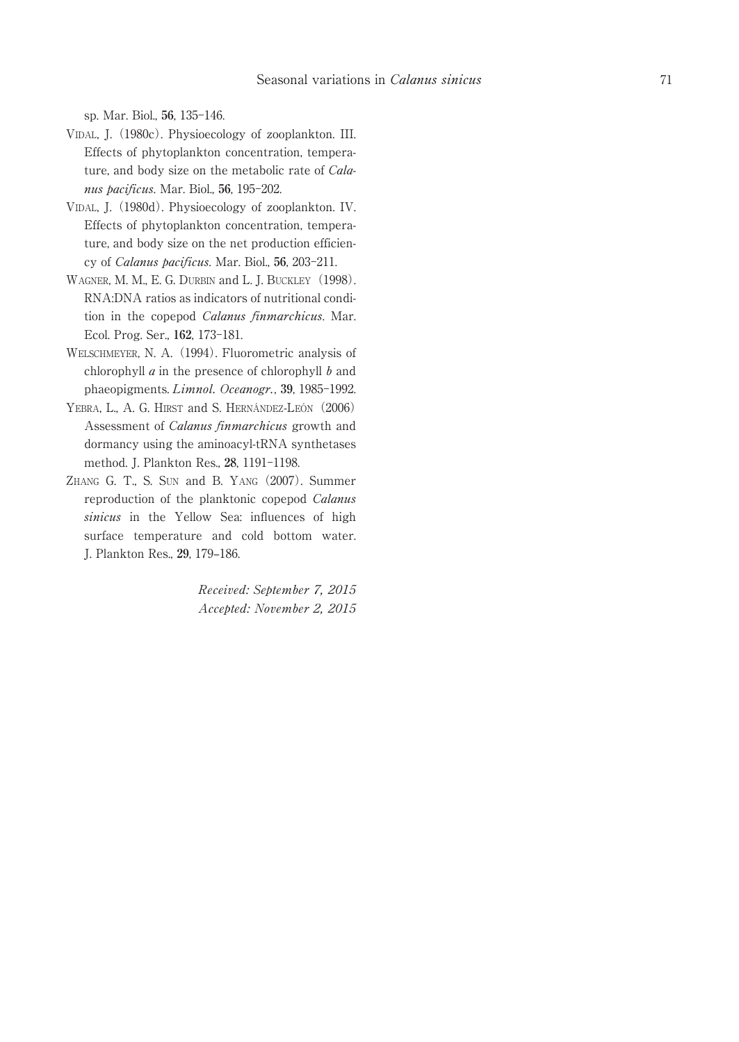sp. Mar. Biol., **56**, 135–146.

Vidal, J. (1980c). Physioecology of zooplankton. III. Effects of phytoplankton concentration, temperature, and body size on the metabolic rate of *Calanus pacificus*. Mar. Biol., **56**, 195–202.

Vidal, J. (1980d). Physioecology of zooplankton. IV. Effects of phytoplankton concentration, temperature, and body size on the net production efficiency of *Calanus pacificus*. Mar. Biol., **56**, 203–211.

Wagner, M. M., E. G. Durbin and L. J. Buckley (1998). RNA:DNA ratios as indicators of nutritional condition in the copepod *Calanus finmarchicus*. Mar. Ecol. Prog. Ser., **162**, 173–181.

Welschmeyer, N. A. (1994). Fluorometric analysis of chlorophyll *a* in the presence of chlorophyll *b* and phaeopigments. *Limnol. Oceanogr.*, **39**, 1985–1992.

Yebra, L., A. G. Hirst and S. Hernández-León (2006) Assessment of *Calanus finmarchicus* growth and dormancy using the aminoacyl-tRNA synthetases method. J. Plankton Res., **28**, 1191–1198.

Zhang G. T., S. Sun and B. Yang (2007). Summer reproduction of the planktonic copepod *Calanus sinicus* in the Yellow Sea: influences of high surface temperature and cold bottom water. J. Plankton Res., **29**, 179–186.

*Received: September 7, 2015*
*Accepted: November 2, 2015*